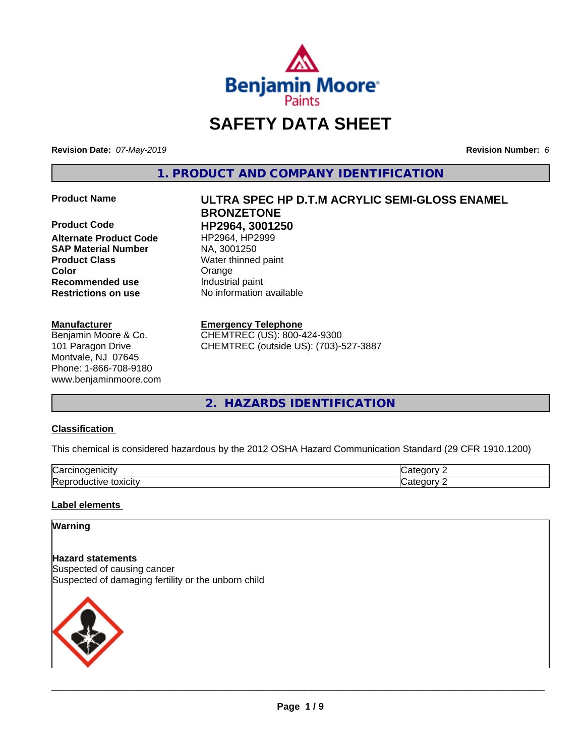# SAFETY DATA SHEET

**Revision Date:** *07-May-2019*

**Revision Number:** *6*

## 1. PRODUCT AND COMPANY IDENTIFICATION

**Product Name** ULTRA SPEC HP D.T.M ACRYLIC SEMI-GLOSS ENAMEL BRONZETONE

**Product Code** HP2964, 3001250

**Alternate Product Code** HP2964, HP2999

**SAP Material Number** NA, 3001250

**Product Class** Water thinned paint

**Color** Orange

**Recommended use** Industrial paint

**Restrictions on use** No information available

**Manufacturer**
Benjamin Moore & Co.
101 Paragon Drive
Montvale, NJ 07645
Phone: 1-866-708-9180
www.benjaminmoore.com

**Emergency Telephone**
CHEMTREC (US): 800-424-9300
CHEMTREC (outside US): (703)-527-3887

## 2. HAZARDS IDENTIFICATION

### Classification

This chemical is considered hazardous by the 2012 OSHA Hazard Communication Standard (29 CFR 1910.1200)

| | |
|---|---|
| Carcinogenicity | Category 2 |
| Reproductive toxicity | Category 2 |

### Label elements

**Warning**

**Hazard statements**
Suspected of causing cancer
Suspected of damaging fertility or the unborn child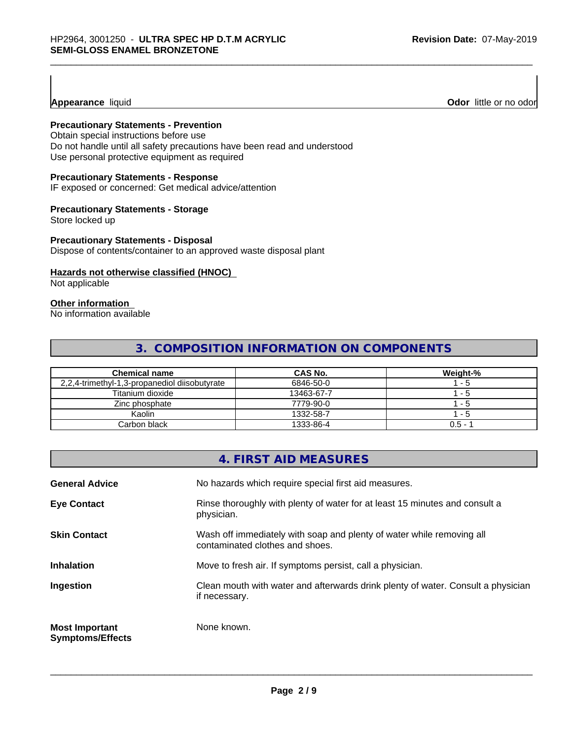**Appearance** liquid **Odor** little or no odor

**Precautionary Statements - Prevention**
Obtain special instructions before use
Do not handle until all safety precautions have been read and understood
Use personal protective equipment as required

**Precautionary Statements - Response**
IF exposed or concerned: Get medical advice/attention

**Precautionary Statements - Storage**
Store locked up

**Precautionary Statements - Disposal**
Dispose of contents/container to an approved waste disposal plant

**Hazards not otherwise classified (HNOC)**
Not applicable

**Other information**
No information available

## 3. COMPOSITION INFORMATION ON COMPONENTS

| Chemical name | CAS No. | Weight-% |
|---|---|---|
| 2,2,4-trimethyl-1,3-propanediol diisobutyrate | 6846-50-0 | 1 - 5 |
| Titanium dioxide | 13463-67-7 | 1 - 5 |
| Zinc phosphate | 7779-90-0 | 1 - 5 |
| Kaolin | 1332-58-7 | 1 - 5 |
| Carbon black | 1333-86-4 | 0.5 - 1 |

## 4. FIRST AID MEASURES

| | |
|---|---|
| **General Advice** | No hazards which require special first aid measures. |
| **Eye Contact** | Rinse thoroughly with plenty of water for at least 15 minutes and consult a physician. |
| **Skin Contact** | Wash off immediately with soap and plenty of water while removing all contaminated clothes and shoes. |
| **Inhalation** | Move to fresh air. If symptoms persist, call a physician. |
| **Ingestion** | Clean mouth with water and afterwards drink plenty of water. Consult a physician if necessary. |
| **Most Important Symptoms/Effects** | None known. |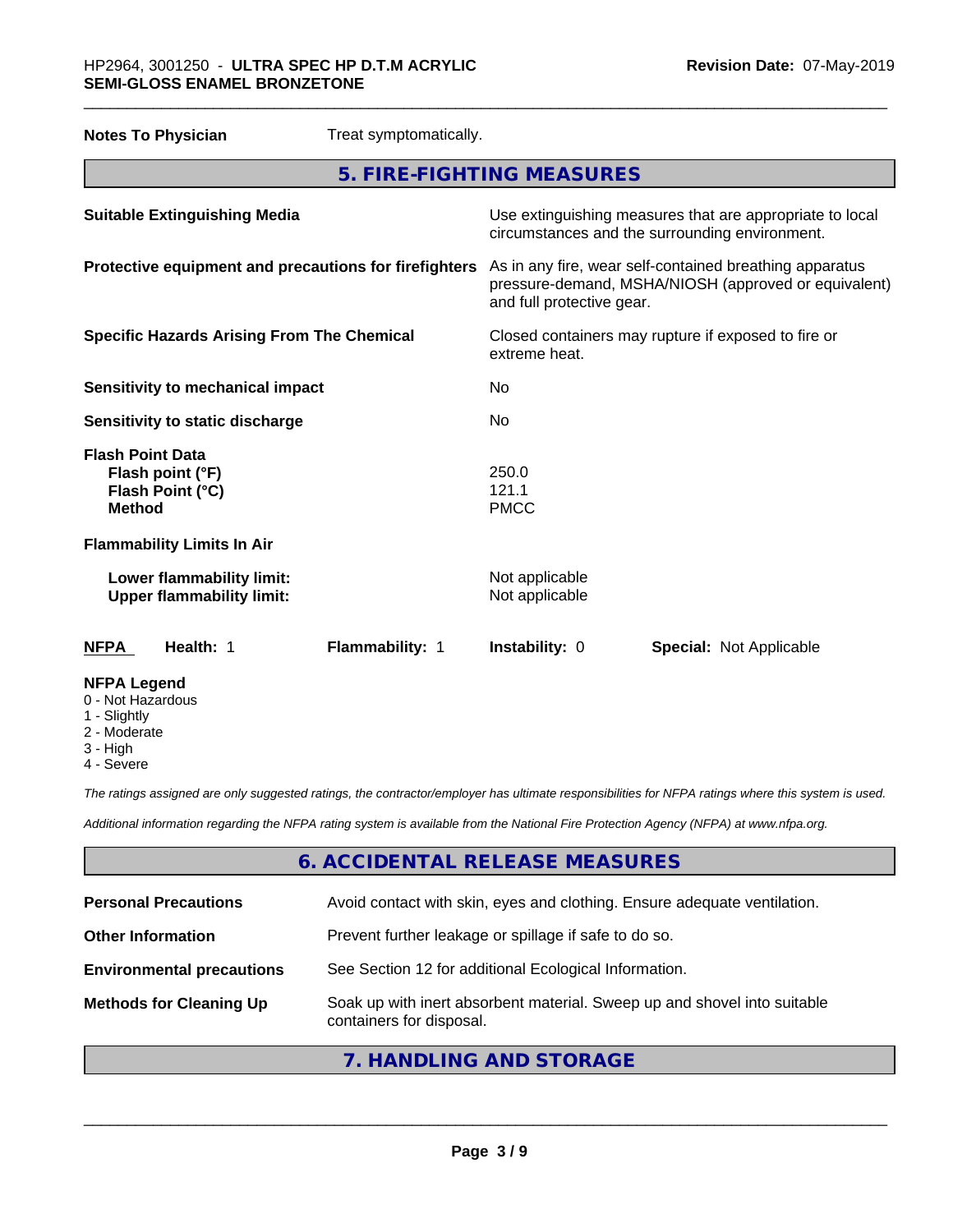**Notes To Physician** Treat symptomatically.

## 5. FIRE-FIGHTING MEASURES

| | |
|---|---|
| **Suitable Extinguishing Media** | Use extinguishing measures that are appropriate to local circumstances and the surrounding environment. |
| **Protective equipment and precautions for firefighters** | As in any fire, wear self-contained breathing apparatus pressure-demand, MSHA/NIOSH (approved or equivalent) and full protective gear. |
| **Specific Hazards Arising From The Chemical** | Closed containers may rupture if exposed to fire or extreme heat. |
| **Sensitivity to mechanical impact** | No |
| **Sensitivity to static discharge** | No |

**Flash Point Data**

| | |
|---|---|
| **Flash point (°F)** | 250.0 |
| **Flash Point (°C)** | 121.1 |
| **Method** | PMCC |

**Flammability Limits In Air**

| | |
|---|---|
| **Lower flammability limit:** | Not applicable |
| **Upper flammability limit:** | Not applicable |

| NFPA | Health: 1 | Flammability: 1 | Instability: 0 | Special: Not Applicable |
|---|---|---|---|---|

**NFPA Legend**

- 0 - Not Hazardous
- 1 - Slightly
- 2 - Moderate
- 3 - High
- 4 - Severe

*The ratings assigned are only suggested ratings, the contractor/employer has ultimate responsibilities for NFPA ratings where this system is used.*

*Additional information regarding the NFPA rating system is available from the National Fire Protection Agency (NFPA) at www.nfpa.org.*

## 6. ACCIDENTAL RELEASE MEASURES

| | |
|---|---|
| **Personal Precautions** | Avoid contact with skin, eyes and clothing. Ensure adequate ventilation. |
| **Other Information** | Prevent further leakage or spillage if safe to do so. |
| **Environmental precautions** | See Section 12 for additional Ecological Information. |
| **Methods for Cleaning Up** | Soak up with inert absorbent material. Sweep up and shovel into suitable containers for disposal. |

## 7. HANDLING AND STORAGE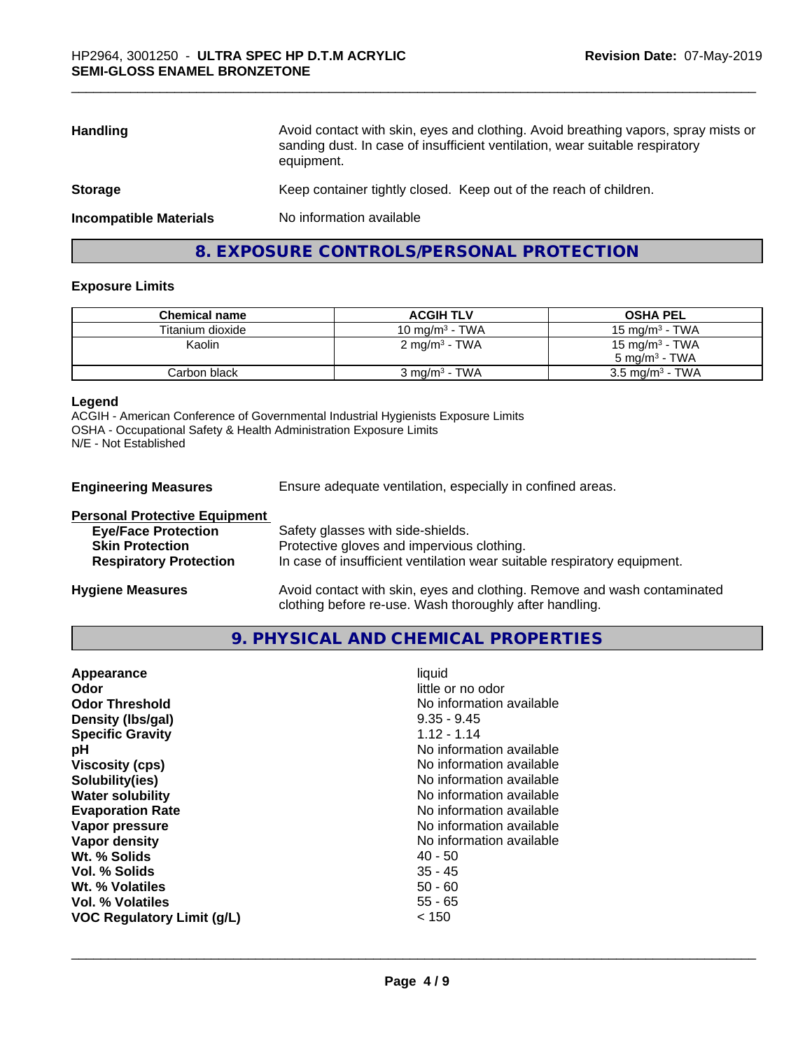| | |
|---|---|
| **Handling** | Avoid contact with skin, eyes and clothing. Avoid breathing vapors, spray mists or sanding dust. In case of insufficient ventilation, wear suitable respiratory equipment. |
| **Storage** | Keep container tightly closed. Keep out of the reach of children. |
| **Incompatible Materials** | No information available |

## 8. EXPOSURE CONTROLS/PERSONAL PROTECTION

### Exposure Limits

| Chemical name | ACGIH TLV | OSHA PEL |
|---|---|---|
| Titanium dioxide | 10 mg/m³ - TWA | 15 mg/m³ - TWA |
| Kaolin | 2 mg/m³ - TWA | 15 mg/m³ - TWA<br>5 mg/m³ - TWA |
| Carbon black | 3 mg/m³ - TWA | 3.5 mg/m³ - TWA |

**Legend**
ACGIH - American Conference of Governmental Industrial Hygienists Exposure Limits
OSHA - Occupational Safety & Health Administration Exposure Limits
N/E - Not Established

**Engineering Measures** Ensure adequate ventilation, especially in confined areas.

**Personal Protective Equipment**

| | |
|---|---|
| **Eye/Face Protection** | Safety glasses with side-shields. |
| **Skin Protection** | Protective gloves and impervious clothing. |
| **Respiratory Protection** | In case of insufficient ventilation wear suitable respiratory equipment. |

**Hygiene Measures** Avoid contact with skin, eyes and clothing. Remove and wash contaminated clothing before re-use. Wash thoroughly after handling.

## 9. PHYSICAL AND CHEMICAL PROPERTIES

| | |
|---|---|
| **Appearance** | liquid |
| **Odor** | little or no odor |
| **Odor Threshold** | No information available |
| **Density (lbs/gal)** | 9.35 - 9.45 |
| **Specific Gravity** | 1.12 - 1.14 |
| **pH** | No information available |
| **Viscosity (cps)** | No information available |
| **Solubility(ies)** | No information available |
| **Water solubility** | No information available |
| **Evaporation Rate** | No information available |
| **Vapor pressure** | No information available |
| **Vapor density** | No information available |
| **Wt. % Solids** | 40 - 50 |
| **Vol. % Solids** | 35 - 45 |
| **Wt. % Volatiles** | 50 - 60 |
| **Vol. % Volatiles** | 55 - 65 |
| **VOC Regulatory Limit (g/L)** | < 150 |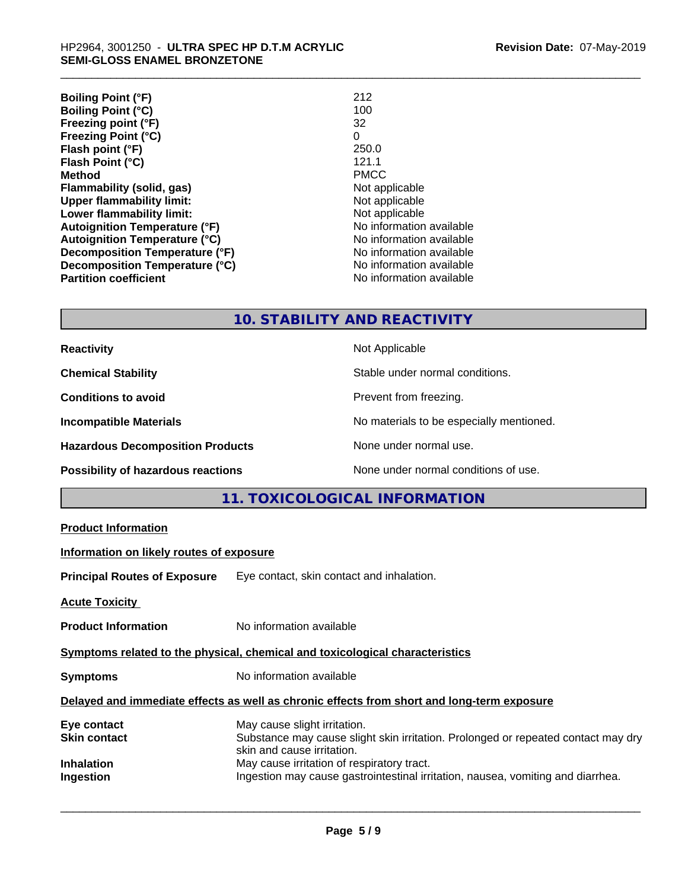| | |
|---|---|
| **Boiling Point (°F)** | 212 |
| **Boiling Point (°C)** | 100 |
| **Freezing point (°F)** | 32 |
| **Freezing Point (°C)** | 0 |
| **Flash point (°F)** | 250.0 |
| **Flash Point (°C)** | 121.1 |
| **Method** | PMCC |
| **Flammability (solid, gas)** | Not applicable |
| **Upper flammability limit:** | Not applicable |
| **Lower flammability limit:** | Not applicable |
| **Autoignition Temperature (°F)** | No information available |
| **Autoignition Temperature (°C)** | No information available |
| **Decomposition Temperature (°F)** | No information available |
| **Decomposition Temperature (°C)** | No information available |
| **Partition coefficient** | No information available |

## 10. STABILITY AND REACTIVITY

| | |
|---|---|
| **Reactivity** | Not Applicable |
| **Chemical Stability** | Stable under normal conditions. |
| **Conditions to avoid** | Prevent from freezing. |
| **Incompatible Materials** | No materials to be especially mentioned. |
| **Hazardous Decomposition Products** | None under normal use. |
| **Possibility of hazardous reactions** | None under normal conditions of use. |

## 11. TOXICOLOGICAL INFORMATION

**Product Information**

**Information on likely routes of exposure**

**Principal Routes of Exposure** Eye contact, skin contact and inhalation.

**Acute Toxicity**

**Product Information** No information available

**Symptoms related to the physical, chemical and toxicological characteristics**

**Symptoms** No information available

**Delayed and immediate effects as well as chronic effects from short and long-term exposure**

| | |
|---|---|
| **Eye contact** | May cause slight irritation. |
| **Skin contact** | Substance may cause slight skin irritation. Prolonged or repeated contact may dry skin and cause irritation. |
| **Inhalation** | May cause irritation of respiratory tract. |
| **Ingestion** | Ingestion may cause gastrointestinal irritation, nausea, vomiting and diarrhea. |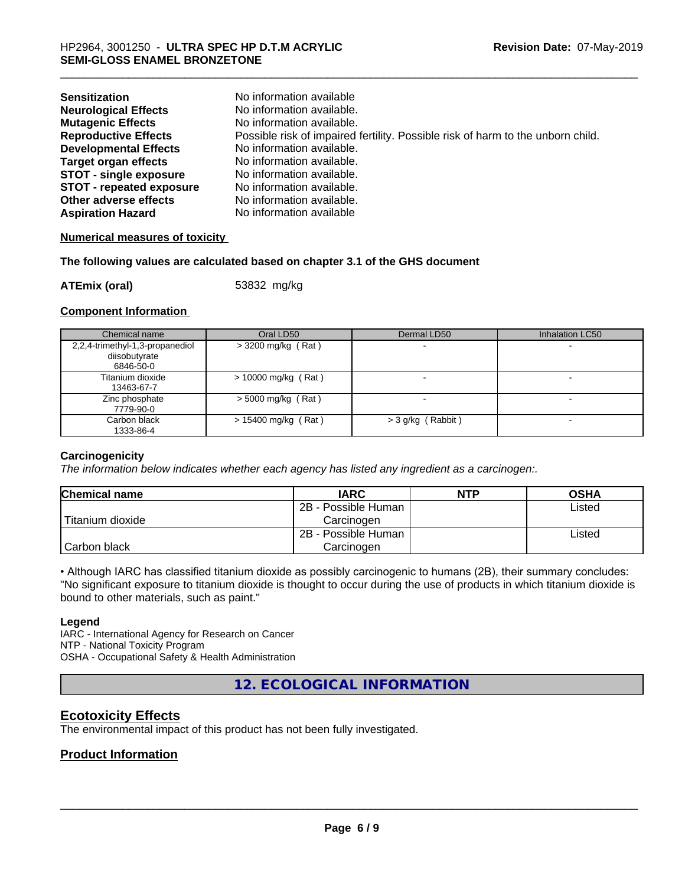| | |
|---|---|
| **Sensitization** | No information available |
| **Neurological Effects** | No information available. |
| **Mutagenic Effects** | No information available. |
| **Reproductive Effects** | Possible risk of impaired fertility. Possible risk of harm to the unborn child. |
| **Developmental Effects** | No information available. |
| **Target organ effects** | No information available. |
| **STOT - single exposure** | No information available. |
| **STOT - repeated exposure** | No information available. |
| **Other adverse effects** | No information available. |
| **Aspiration Hazard** | No information available |

**Numerical measures of toxicity**

**The following values are calculated based on chapter 3.1 of the GHS document**

**ATEmix (oral)** 53832 mg/kg

**Component Information**

| Chemical name | Oral LD50 | Dermal LD50 | Inhalation LC50 |
|---|---|---|---|
| 2,2,4-trimethyl-1,3-propanediol diisobutyrate 6846-50-0 | > 3200 mg/kg ( Rat ) | - | - |
| Titanium dioxide 13463-67-7 | > 10000 mg/kg ( Rat ) | - | - |
| Zinc phosphate 7779-90-0 | > 5000 mg/kg ( Rat ) | - | - |
| Carbon black 1333-86-4 | > 15400 mg/kg ( Rat ) | > 3 g/kg ( Rabbit ) | - |

**Carcinogenicity**

*The information below indicates whether each agency has listed any ingredient as a carcinogen:.*

| Chemical name | IARC | NTP | OSHA |
|---|---|---|---|
| Titanium dioxide | 2B - Possible Human Carcinogen | | Listed |
| Carbon black | 2B - Possible Human Carcinogen | | Listed |

• Although IARC has classified titanium dioxide as possibly carcinogenic to humans (2B), their summary concludes: "No significant exposure to titanium dioxide is thought to occur during the use of products in which titanium dioxide is bound to other materials, such as paint."

**Legend**

IARC - International Agency for Research on Cancer
NTP - National Toxicity Program
OSHA - Occupational Safety & Health Administration

## 12. ECOLOGICAL INFORMATION

### Ecotoxicity Effects

The environmental impact of this product has not been fully investigated.

### Product Information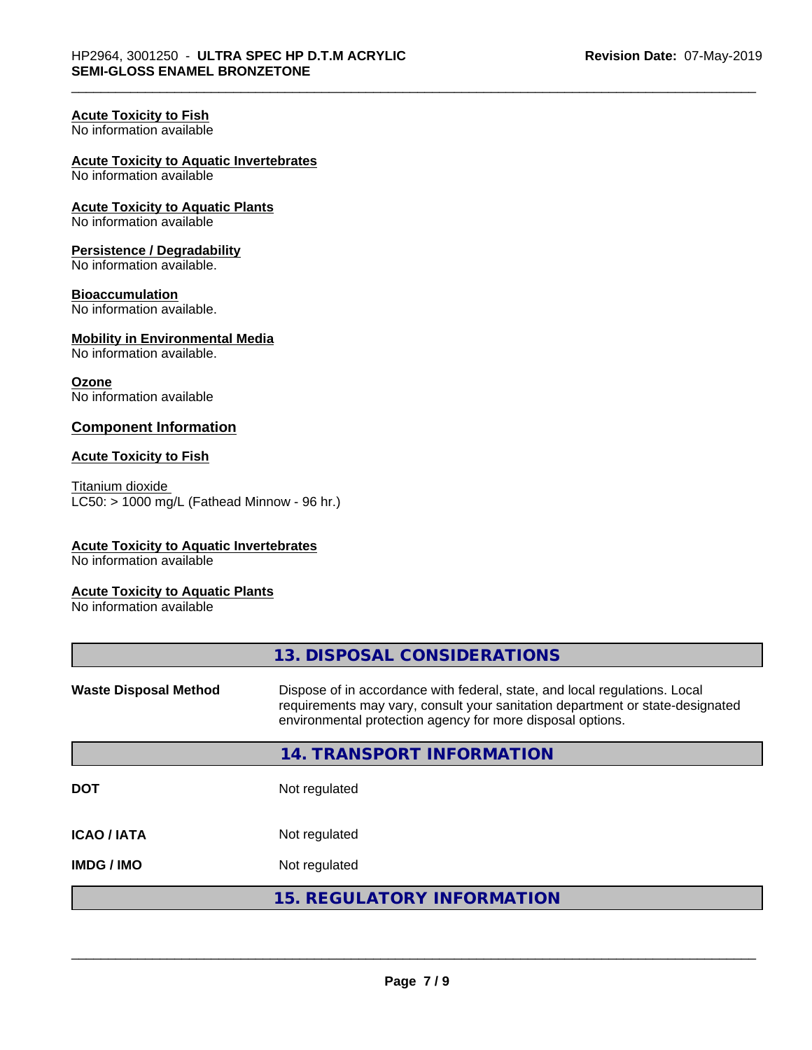**Acute Toxicity to Fish**
No information available

**Acute Toxicity to Aquatic Invertebrates**
No information available

**Acute Toxicity to Aquatic Plants**
No information available

**Persistence / Degradability**
No information available.

**Bioaccumulation**
No information available.

**Mobility in Environmental Media**
No information available.

**Ozone**
No information available

## Component Information

**Acute Toxicity to Fish**

Titanium dioxide
LC50: > 1000 mg/L (Fathead Minnow - 96 hr.)

**Acute Toxicity to Aquatic Invertebrates**
No information available

**Acute Toxicity to Aquatic Plants**
No information available

## 13. DISPOSAL CONSIDERATIONS

**Waste Disposal Method** Dispose of in accordance with federal, state, and local regulations. Local requirements may vary, consult your sanitation department or state-designated environmental protection agency for more disposal options.

## 14. TRANSPORT INFORMATION

| | |
|---|---|
| **DOT** | Not regulated |
| **ICAO / IATA** | Not regulated |
| **IMDG / IMO** | Not regulated |

## 15. REGULATORY INFORMATION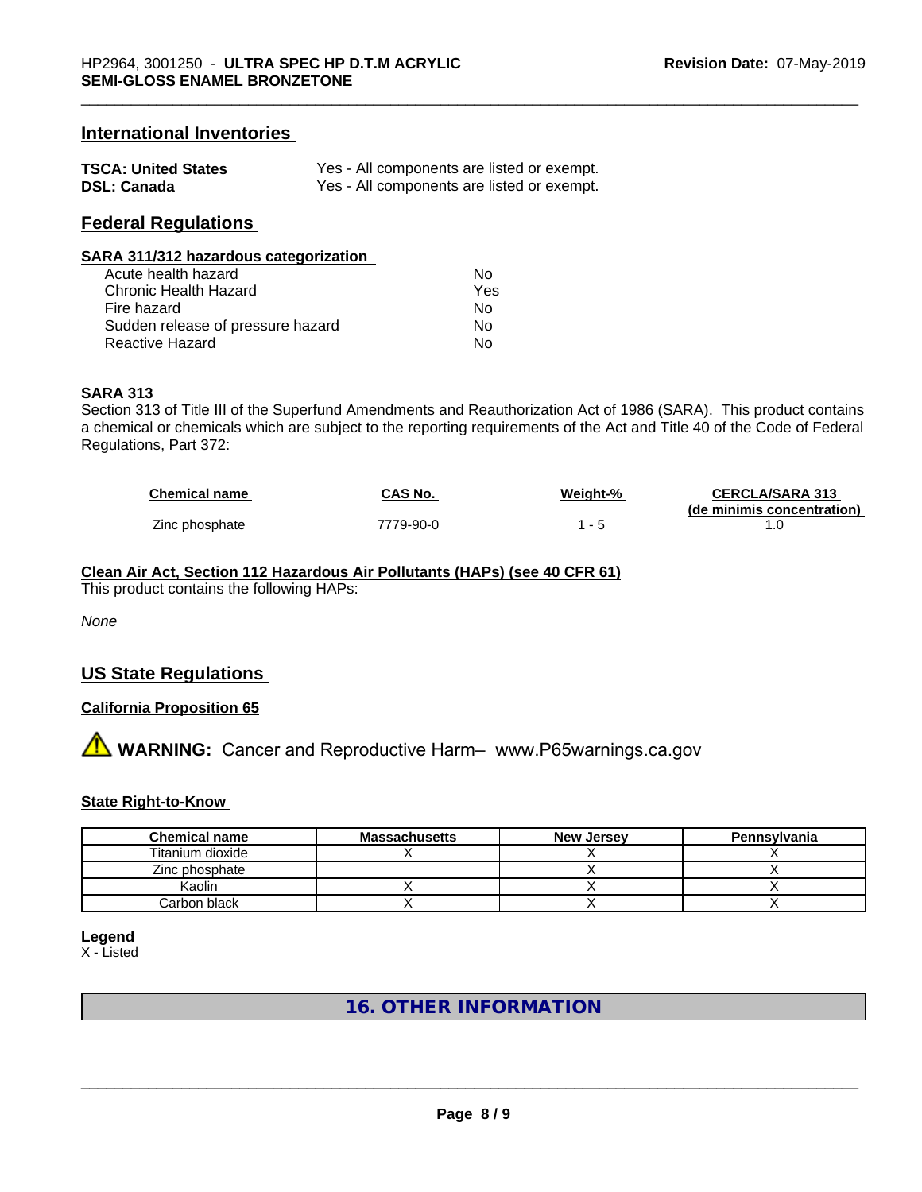## International Inventories

| | |
|---|---|
| **TSCA: United States** | Yes - All components are listed or exempt. |
| **DSL: Canada** | Yes - All components are listed or exempt. |

## Federal Regulations

### SARA 311/312 hazardous categorization

| | |
|---|---|
| Acute health hazard | No |
| Chronic Health Hazard | Yes |
| Fire hazard | No |
| Sudden release of pressure hazard | No |
| Reactive Hazard | No |

### SARA 313

Section 313 of Title III of the Superfund Amendments and Reauthorization Act of 1986 (SARA). This product contains a chemical or chemicals which are subject to the reporting requirements of the Act and Title 40 of the Code of Federal Regulations, Part 372:

| Chemical name | CAS No. | Weight-% | CERCLA/SARA 313 (de minimis concentration) |
|---|---|---|---|
| Zinc phosphate | 7779-90-0 | 1 - 5 | 1.0 |

### Clean Air Act, Section 112 Hazardous Air Pollutants (HAPs) (see 40 CFR 61)

This product contains the following HAPs:

*None*

## US State Regulations

### California Proposition 65

⚠ **WARNING:** Cancer and Reproductive Harm– www.P65warnings.ca.gov

### State Right-to-Know

| Chemical name | Massachusetts | New Jersey | Pennsylvania |
|---|---|---|---|
| Titanium dioxide | X | X | X |
| Zinc phosphate | | X | X |
| Kaolin | X | X | X |
| Carbon black | X | X | X |

**Legend**
X - Listed

# 16. OTHER INFORMATION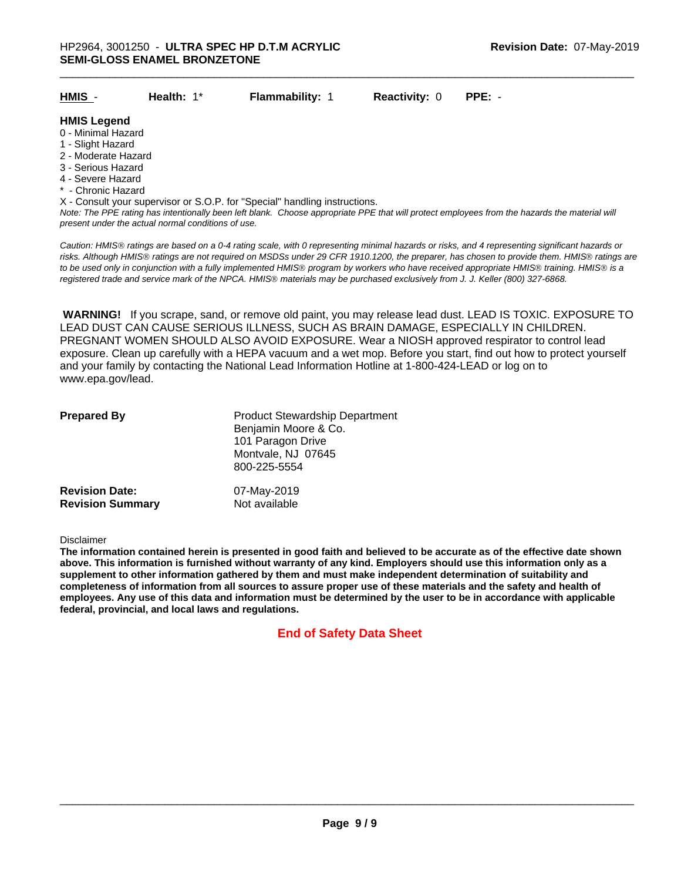| HMIS - | Health: 1* | Flammability: 1 | Reactivity: 0 | PPE: - |
|---|---|---|---|---|

**HMIS Legend**
0 - Minimal Hazard
1 - Slight Hazard
2 - Moderate Hazard
3 - Serious Hazard
4 - Severe Hazard
* - Chronic Hazard
X - Consult your supervisor or S.O.P. for "Special" handling instructions.

*Note: The PPE rating has intentionally been left blank. Choose appropriate PPE that will protect employees from the hazards the material will present under the actual normal conditions of use.*

*Caution: HMIS® ratings are based on a 0-4 rating scale, with 0 representing minimal hazards or risks, and 4 representing significant hazards or risks. Although HMIS® ratings are not required on MSDSs under 29 CFR 1910.1200, the preparer, has chosen to provide them. HMIS® ratings are to be used only in conjunction with a fully implemented HMIS® program by workers who have received appropriate HMIS® training. HMIS® is a registered trade and service mark of the NPCA. HMIS® materials may be purchased exclusively from J. J. Keller (800) 327-6868.*

**WARNING!** If you scrape, sand, or remove old paint, you may release lead dust. LEAD IS TOXIC. EXPOSURE TO LEAD DUST CAN CAUSE SERIOUS ILLNESS, SUCH AS BRAIN DAMAGE, ESPECIALLY IN CHILDREN. PREGNANT WOMEN SHOULD ALSO AVOID EXPOSURE. Wear a NIOSH approved respirator to control lead exposure. Clean up carefully with a HEPA vacuum and a wet mop. Before you start, find out how to protect yourself and your family by contacting the National Lead Information Hotline at 1-800-424-LEAD or log on to www.epa.gov/lead.

**Prepared By**
Product Stewardship Department
Benjamin Moore & Co.
101 Paragon Drive
Montvale, NJ 07645
800-225-5554

**Revision Date:** 07-May-2019
**Revision Summary** Not available

Disclaimer

**The information contained herein is presented in good faith and believed to be accurate as of the effective date shown above. This information is furnished without warranty of any kind. Employers should use this information only as a supplement to other information gathered by them and must make independent determination of suitability and completeness of information from all sources to assure proper use of these materials and the safety and health of employees. Any use of this data and information must be determined by the user to be in accordance with applicable federal, provincial, and local laws and regulations.**

**End of Safety Data Sheet**